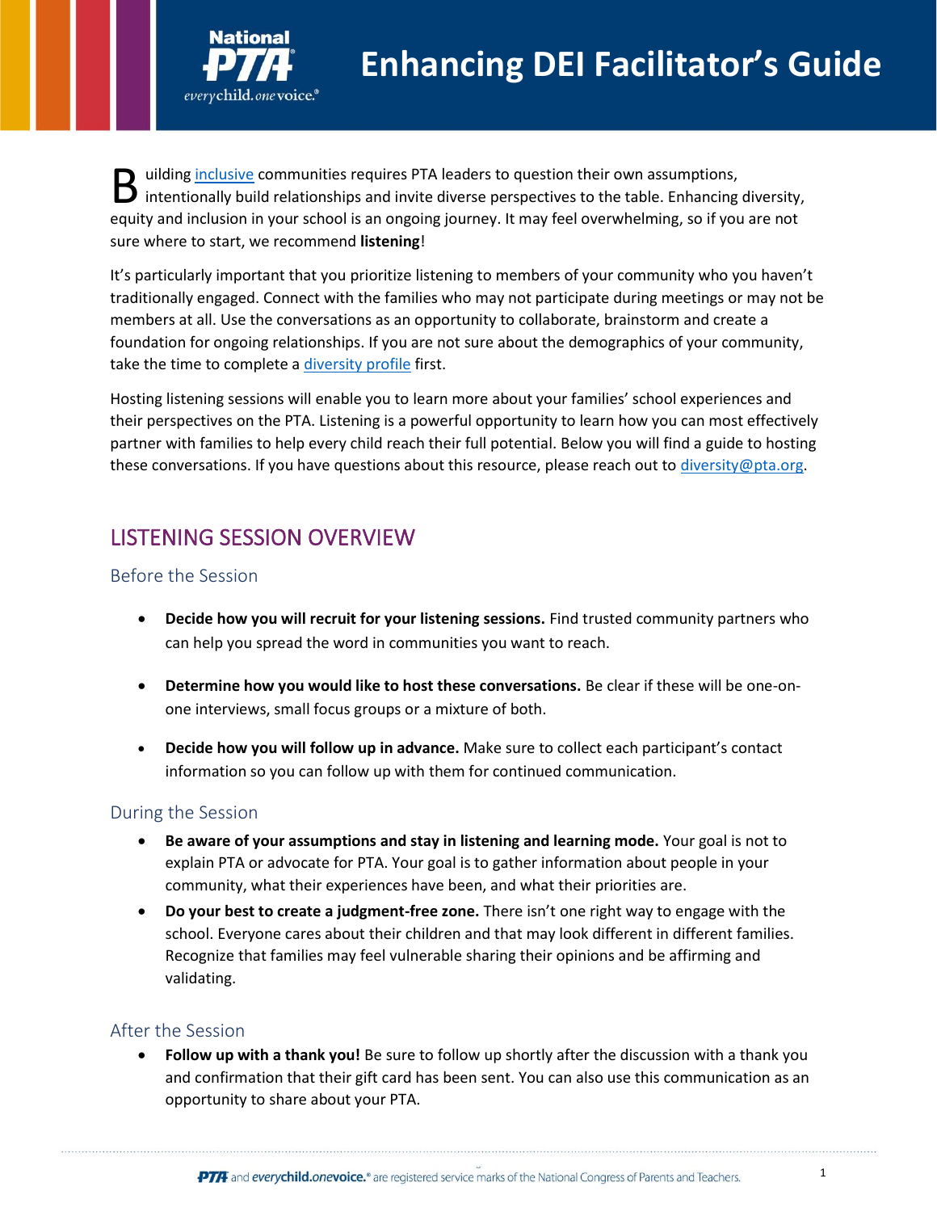# Enhancing DEI Facilitator's Guide

Building [inclusive](inclusive) communities requires PTA leaders to question their own assumptions, intentionally build relationships and invite diverse perspectives to the table. Enhancing diversity, equity and inclusion in your school is an ongoing journey. It may feel overwhelming, so if you are not sure where to start, we recommend **listening**!

It's particularly important that you prioritize listening to members of your community who you haven't traditionally engaged. Connect with the families who may not participate during meetings or may not be members at all. Use the conversations as an opportunity to collaborate, brainstorm and create a foundation for ongoing relationships. If you are not sure about the demographics of your community, take the time to complete a diversity profile first.

Hosting listening sessions will enable you to learn more about your families' school experiences and their perspectives on the PTA. Listening is a powerful opportunity to learn how you can most effectively partner with families to help every child reach their full potential. Below you will find a guide to hosting these conversations. If you have questions about this resource, please reach out to diversity@pta.org.

## LISTENING SESSION OVERVIEW

### Before the Session

- **Decide how you will recruit for your listening sessions.** Find trusted community partners who can help you spread the word in communities you want to reach.
- **Determine how you would like to host these conversations.** Be clear if these will be one-on-one interviews, small focus groups or a mixture of both.
- **Decide how you will follow up in advance.** Make sure to collect each participant's contact information so you can follow up with them for continued communication.

### During the Session

- **Be aware of your assumptions and stay in listening and learning mode.** Your goal is not to explain PTA or advocate for PTA. Your goal is to gather information about people in your community, what their experiences have been, and what their priorities are.
- **Do your best to create a judgment-free zone.** There isn't one right way to engage with the school. Everyone cares about their children and that may look different in different families. Recognize that families may feel vulnerable sharing their opinions and be affirming and validating.

### After the Session

- **Follow up with a thank you!** Be sure to follow up shortly after the discussion with a thank you and confirmation that their gift card has been sent. You can also use this communication as an opportunity to share about your PTA.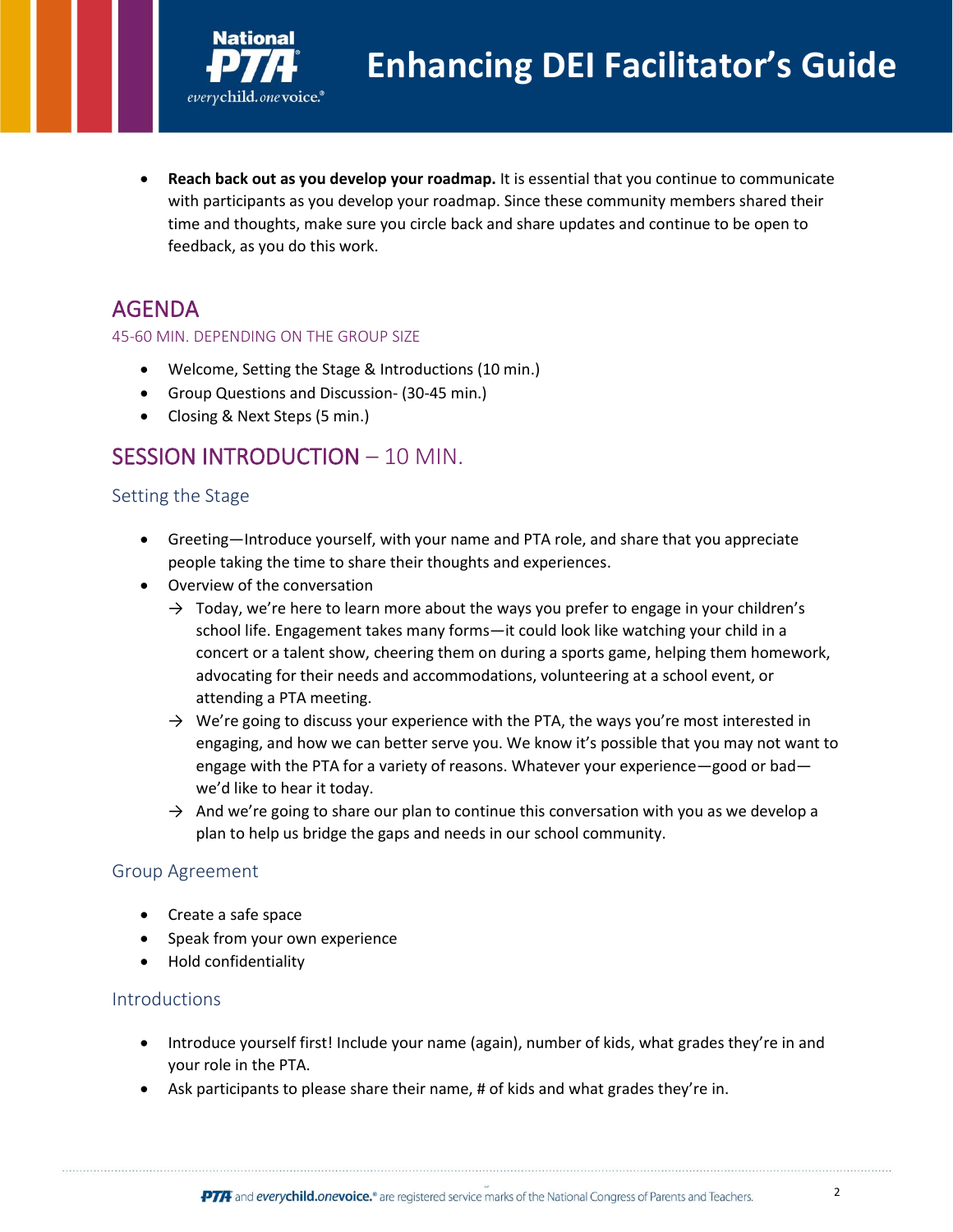- **Reach back out as you develop your roadmap.** It is essential that you continue to communicate with participants as you develop your roadmap. Since these community members shared their time and thoughts, make sure you circle back and share updates and continue to be open to feedback, as you do this work.

## AGENDA

45-60 MIN. DEPENDING ON THE GROUP SIZE

- Welcome, Setting the Stage & Introductions (10 min.)
- Group Questions and Discussion- (30-45 min.)
- Closing & Next Steps (5 min.)

## SESSION INTRODUCTION – 10 MIN.

### Setting the Stage

- Greeting—Introduce yourself, with your name and PTA role, and share that you appreciate people taking the time to share their thoughts and experiences.
- Overview of the conversation
  - → Today, we're here to learn more about the ways you prefer to engage in your children's school life. Engagement takes many forms—it could look like watching your child in a concert or a talent show, cheering them on during a sports game, helping them homework, advocating for their needs and accommodations, volunteering at a school event, or attending a PTA meeting.
  - → We're going to discuss your experience with the PTA, the ways you're most interested in engaging, and how we can better serve you. We know it's possible that you may not want to engage with the PTA for a variety of reasons. Whatever your experience—good or bad—we'd like to hear it today.
  - → And we're going to share our plan to continue this conversation with you as we develop a plan to help us bridge the gaps and needs in our school community.

### Group Agreement

- Create a safe space
- Speak from your own experience
- Hold confidentiality

### Introductions

- Introduce yourself first! Include your name (again), number of kids, what grades they're in and your role in the PTA.
- Ask participants to please share their name, # of kids and what grades they're in.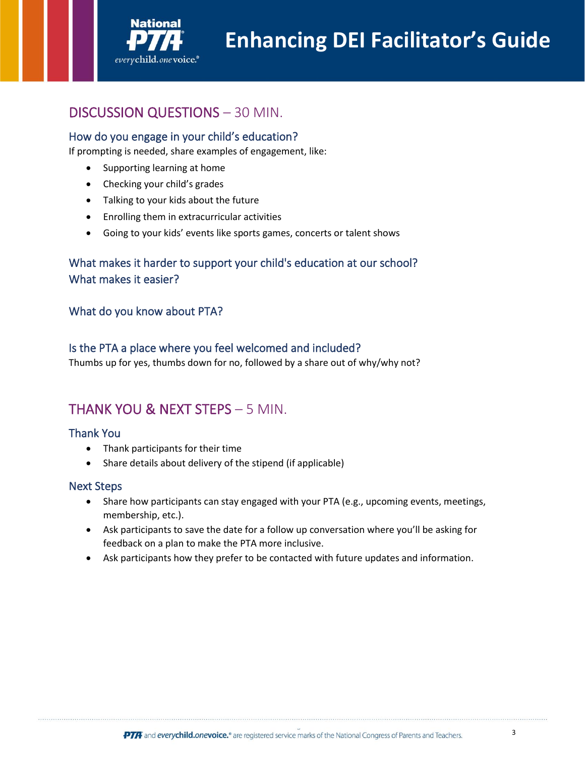## DISCUSSION QUESTIONS – 30 MIN.

### How do you engage in your child's education?

If prompting is needed, share examples of engagement, like:

- Supporting learning at home
- Checking your child's grades
- Talking to your kids about the future
- Enrolling them in extracurricular activities
- Going to your kids' events like sports games, concerts or talent shows

### What makes it harder to support your child's education at our school? What makes it easier?

### What do you know about PTA?

### Is the PTA a place where you feel welcomed and included?

Thumbs up for yes, thumbs down for no, followed by a share out of why/why not?

## THANK YOU & NEXT STEPS – 5 MIN.

### Thank You

- Thank participants for their time
- Share details about delivery of the stipend (if applicable)

### Next Steps

- Share how participants can stay engaged with your PTA (e.g., upcoming events, meetings, membership, etc.).
- Ask participants to save the date for a follow up conversation where you'll be asking for feedback on a plan to make the PTA more inclusive.
- Ask participants how they prefer to be contacted with future updates and information.